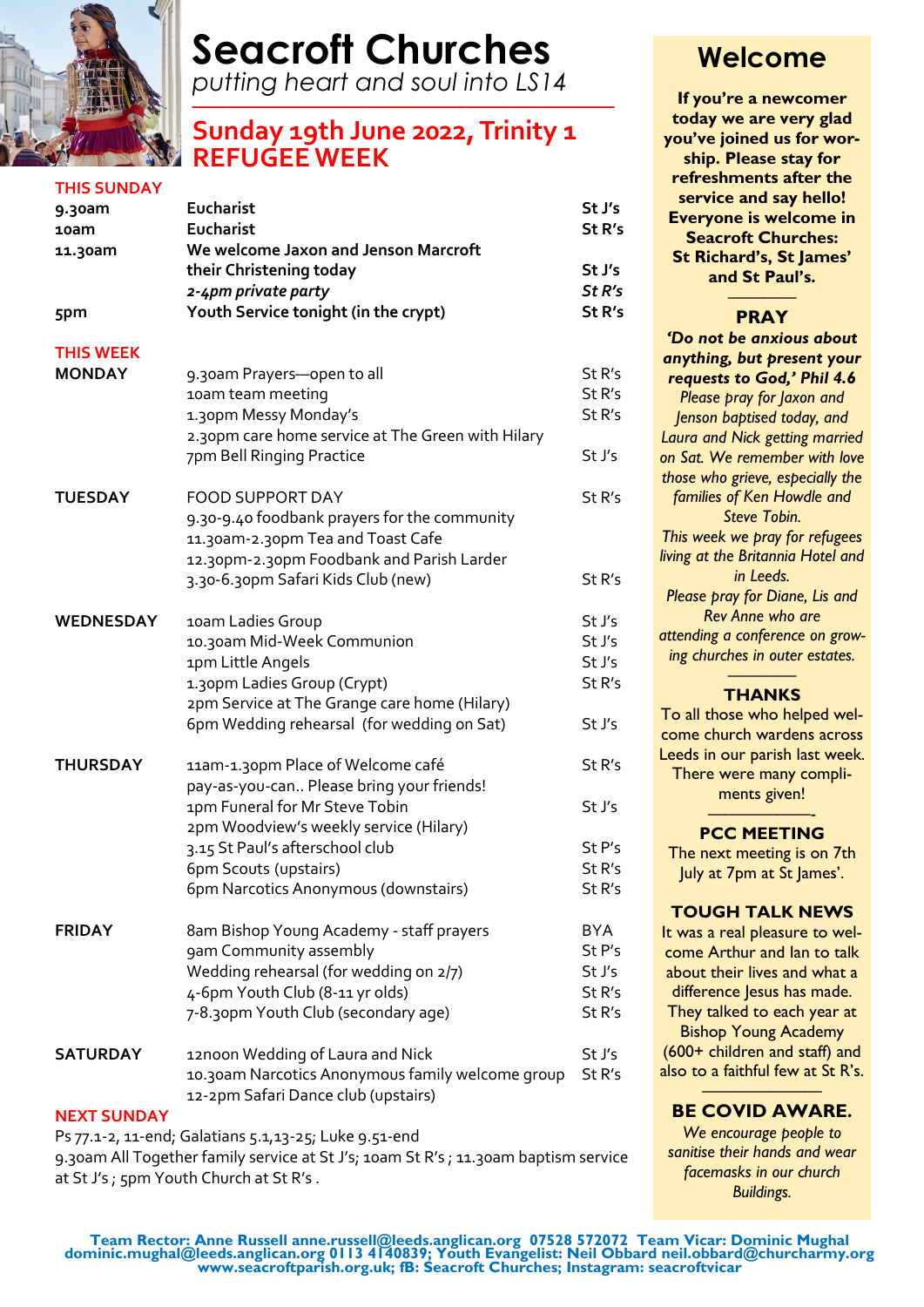# Seacroft Churches

*putting heart and soul into LS14*

## Sunday 19th June 2022, Trinity 1
## REFUGEE WEEK

### THIS SUNDAY

| | | |
|---|---|---|
| **9.30am** | **Eucharist** | **St J's** |
| **10am** | **Eucharist** | **St R's** |
| **11.30am** | **We welcome Jaxon and Jenson Marcroft their Christening today** | **St J's** |
| | ***2-4pm private party*** | ***St R's*** |
| **5pm** | **Youth Service tonight (in the crypt)** | **St R's** |

### THIS WEEK

| | | |
|---|---|---|
| **MONDAY** | 9.30am Prayers—open to all | St R's |
| | 10am team meeting | St R's |
| | 1.30pm Messy Monday's | St R's |
| | 2.30pm care home service at The Green with Hilary | |
| | 7pm Bell Ringing Practice | St J's |
| **TUESDAY** | FOOD SUPPORT DAY | St R's |
| | 9.30-9.40 foodbank prayers for the community | |
| | 11.30am-2.30pm Tea and Toast Cafe | |
| | 12.30pm-2.30pm Foodbank and Parish Larder | |
| | 3.30-6.30pm Safari Kids Club (new) | St R's |
| **WEDNESDAY** | 10am Ladies Group | St J's |
| | 10.30am Mid-Week Communion | St J's |
| | 1pm Little Angels | St J's |
| | 1.30pm Ladies Group (Crypt) | St R's |
| | 2pm Service at The Grange care home (Hilary) | |
| | 6pm Wedding rehearsal (for wedding on Sat) | St J's |
| **THURSDAY** | 11am-1.30pm Place of Welcome café pay-as-you-can.. Please bring your friends! | St R's |
| | 1pm Funeral for Mr Steve Tobin | St J's |
| | 2pm Woodview's weekly service (Hilary) | |
| | 3.15 St Paul's afterschool club | St P's |
| | 6pm Scouts (upstairs) | St R's |
| | 6pm Narcotics Anonymous (downstairs) | St R's |
| **FRIDAY** | 8am Bishop Young Academy - staff prayers | BYA |
| | 9am Community assembly | St P's |
| | Wedding rehearsal (for wedding on 2/7) | St J's |
| | 4-6pm Youth Club (8-11 yr olds) | St R's |
| | 7-8.30pm Youth Club (secondary age) | St R's |
| **SATURDAY** | 12noon Wedding of Laura and Nick | St J's |
| | 10.30am Narcotics Anonymous family welcome group | St R's |
| | 12-2pm Safari Dance club (upstairs) | |

### NEXT SUNDAY

Ps 77.1-2, 11-end; Galatians 5.1,13-25; Luke 9.51-end

9.30am All Together family service at St J's; 10am St R's ; 11.30am baptism service at St J's ; 5pm Youth Church at St R's .

## Welcome

**If you're a newcomer today we are very glad you've joined us for worship. Please stay for refreshments after the service and say hello! Everyone is welcome in Seacroft Churches: St Richard's, St James' and St Paul's.**

### PRAY

***'Do not be anxious about anything, but present your requests to God,' Phil 4.6***

*Please pray for Jaxon and Jenson baptised today, and Laura and Nick getting married on Sat. We remember with love those who grieve, especially the families of Ken Howdle and Steve Tobin.*

*This week we pray for refugees living at the Britannia Hotel and in Leeds.*

*Please pray for Diane, Lis and Rev Anne who are attending a conference on growing churches in outer estates.*

### THANKS

To all those who helped welcome church wardens across Leeds in our parish last week. There were many compliments given!

### PCC MEETING

The next meeting is on 7th July at 7pm at St James'.

### TOUGH TALK NEWS

It was a real pleasure to welcome Arthur and Ian to talk about their lives and what a difference Jesus has made. They talked to each year at Bishop Young Academy (600+ children and staff) and also to a faithful few at St R's.

### BE COVID AWARE.

*We encourage people to sanitise their hands and wear facemasks in our church Buildings.*

**Team Rector: Anne Russell anne.russell@leeds.anglican.org 07528 572072 Team Vicar: Dominic Mughal dominic.mughal@leeds.anglican.org 0113 4140839; Youth Evangelist: Neil Obbard neil.obbard@churcharmy.org www.seacroftparish.org.uk; fB: Seacroft Churches; Instagram: seacroftvicar**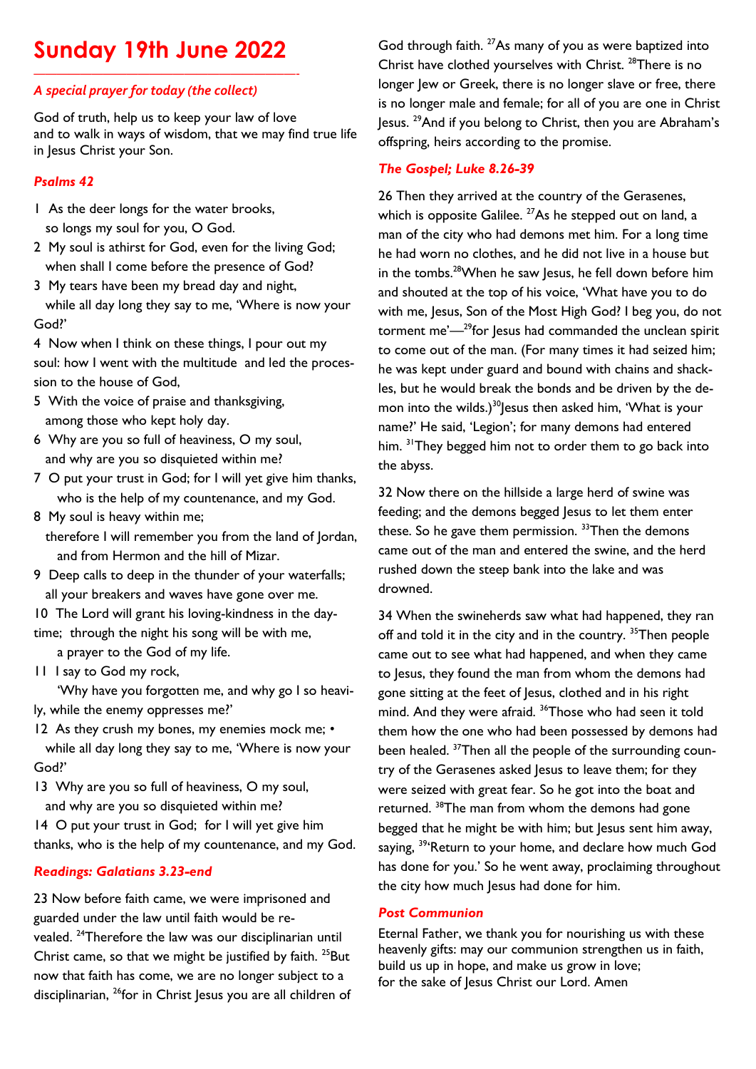# Sunday 19th June 2022

*A special prayer for today (the collect)*

God of truth, help us to keep your law of love and to walk in ways of wisdom, that we may find true life in Jesus Christ your Son.

*Psalms 42*

1 As the deer longs for the water brooks,
so longs my soul for you, O God.

2 My soul is athirst for God, even for the living God;
when shall I come before the presence of God?

3 My tears have been my bread day and night,
while all day long they say to me, 'Where is now your God?'

4 Now when I think on these things, I pour out my soul: how I went with the multitude and led the procession to the house of God,

5 With the voice of praise and thanksgiving,
among those who kept holy day.

6 Why are you so full of heaviness, O my soul,
and why are you so disquieted within me?

7 O put your trust in God; for I will yet give him thanks,
who is the help of my countenance, and my God.

8 My soul is heavy within me;
therefore I will remember you from the land of Jordan,
and from Hermon and the hill of Mizar.

9 Deep calls to deep in the thunder of your waterfalls;
all your breakers and waves have gone over me.

10 The Lord will grant his loving-kindness in the daytime; through the night his song will be with me,
a prayer to the God of my life.

11 I say to God my rock,
'Why have you forgotten me, and why go I so heavily, while the enemy oppresses me?'

12 As they crush my bones, my enemies mock me; •
while all day long they say to me, 'Where is now your God?'

13 Why are you so full of heaviness, O my soul,
and why are you so disquieted within me?

14 O put your trust in God; for I will yet give him thanks, who is the help of my countenance, and my God.

*Readings: Galatians 3.23-end*

23 Now before faith came, we were imprisoned and guarded under the law until faith would be revealed. 24Therefore the law was our disciplinarian until Christ came, so that we might be justified by faith. 25But now that faith has come, we are no longer subject to a disciplinarian, 26for in Christ Jesus you are all children of God through faith. 27As many of you as were baptized into Christ have clothed yourselves with Christ. 28There is no longer Jew or Greek, there is no longer slave or free, there is no longer male and female; for all of you are one in Christ Jesus. 29And if you belong to Christ, then you are Abraham's offspring, heirs according to the promise.

*The Gospel; Luke 8.26-39*

26 Then they arrived at the country of the Gerasenes, which is opposite Galilee. 27As he stepped out on land, a man of the city who had demons met him. For a long time he had worn no clothes, and he did not live in a house but in the tombs.28When he saw Jesus, he fell down before him and shouted at the top of his voice, 'What have you to do with me, Jesus, Son of the Most High God? I beg you, do not torment me'—29for Jesus had commanded the unclean spirit to come out of the man. (For many times it had seized him; he was kept under guard and bound with chains and shackles, but he would break the bonds and be driven by the demon into the wilds.)30Jesus then asked him, 'What is your name?' He said, 'Legion'; for many demons had entered him. 31They begged him not to order them to go back into the abyss.

32 Now there on the hillside a large herd of swine was feeding; and the demons begged Jesus to let them enter these. So he gave them permission. 33Then the demons came out of the man and entered the swine, and the herd rushed down the steep bank into the lake and was drowned.

34 When the swineherds saw what had happened, they ran off and told it in the city and in the country. 35Then people came out to see what had happened, and when they came to Jesus, they found the man from whom the demons had gone sitting at the feet of Jesus, clothed and in his right mind. And they were afraid. 36Those who had seen it told them how the one who had been possessed by demons had been healed. 37Then all the people of the surrounding country of the Gerasenes asked Jesus to leave them; for they were seized with great fear. So he got into the boat and returned. 38The man from whom the demons had gone begged that he might be with him; but Jesus sent him away, saying, 39'Return to your home, and declare how much God has done for you.' So he went away, proclaiming throughout the city how much Jesus had done for him.

*Post Communion*

Eternal Father, we thank you for nourishing us with these heavenly gifts: may our communion strengthen us in faith, build us up in hope, and make us grow in love;
for the sake of Jesus Christ our Lord. Amen